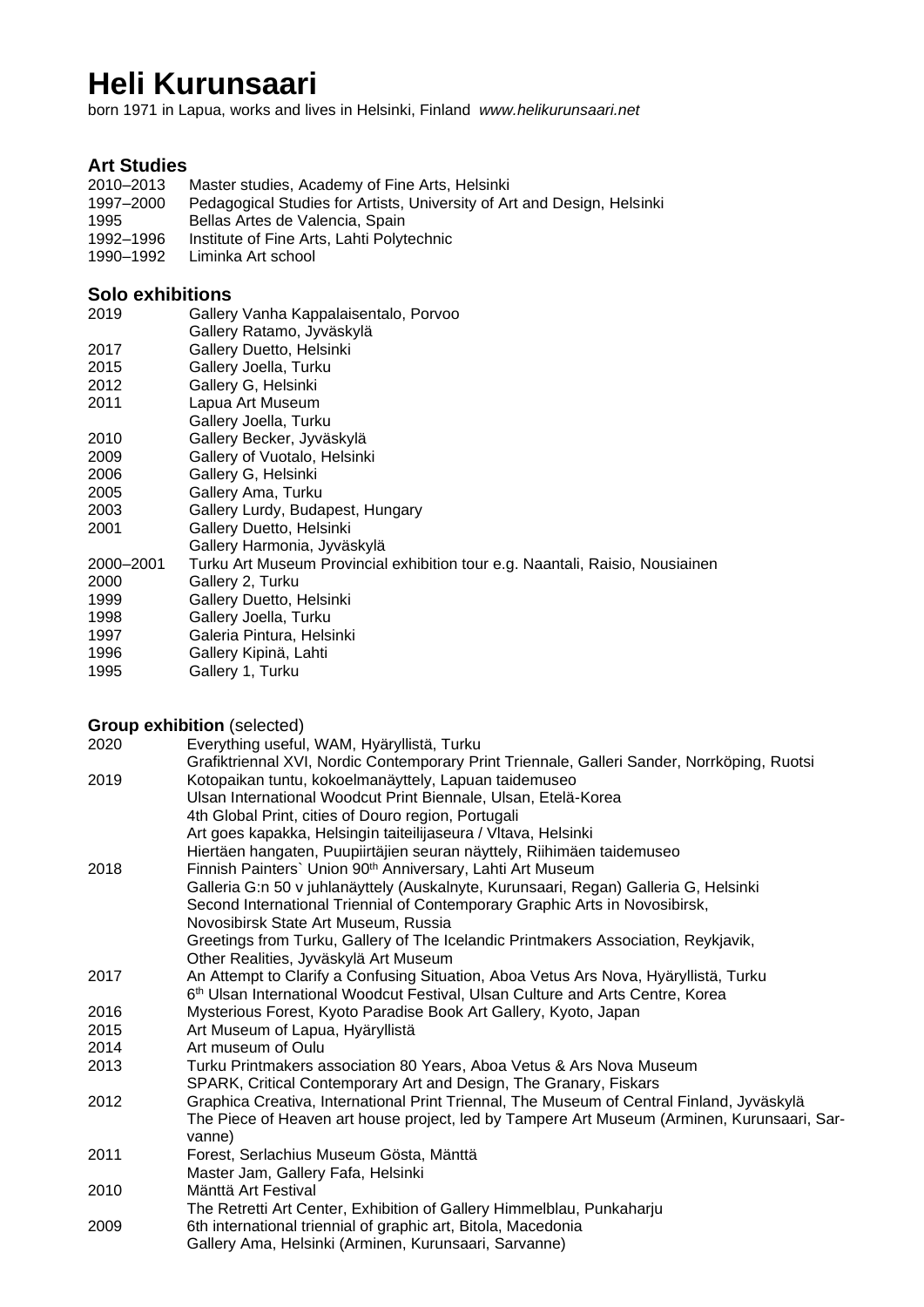# Heli Kurunsaari

born 1971 in Lapua, works and lives in Helsinki, Finland *www.helikurunsaari.net*

## Art Studies

2010–2013 Master studies, Academy of Fine Arts, Helsinki
1997–2000 Pedagogical Studies for Artists, University of Art and Design, Helsinki
1995 Bellas Artes de Valencia, Spain
1992–1996 Institute of Fine Arts, Lahti Polytechnic
1990–1992 Liminka Art school

## Solo exhibitions

2019 Gallery Vanha Kappalaisentalo, Porvoo
Gallery Ratamo, Jyväskylä
2017 Gallery Duetto, Helsinki
2015 Gallery Joella, Turku
2012 Gallery G, Helsinki
2011 Lapua Art Museum
Gallery Joella, Turku
2010 Gallery Becker, Jyväskylä
2009 Gallery of Vuotalo, Helsinki
2006 Gallery G, Helsinki
2005 Gallery Ama, Turku
2003 Gallery Lurdy, Budapest, Hungary
2001 Gallery Duetto, Helsinki
Gallery Harmonia, Jyväskylä
2000–2001 Turku Art Museum Provincial exhibition tour e.g. Naantali, Raisio, Nousiainen
2000 Gallery 2, Turku
1999 Gallery Duetto, Helsinki
1998 Gallery Joella, Turku
1997 Galeria Pintura, Helsinki
1996 Gallery Kipinä, Lahti
1995 Gallery 1, Turku

## Group exhibition (selected)

2020 Everything useful, WAM, Hyäryllistä, Turku
Grafiktriennal XVI, Nordic Contemporary Print Triennale, Galleri Sander, Norrköping, Ruotsi
2019 Kotopaikan tuntu, kokoelmanäyttely, Lapuan taidemuseo
Ulsan International Woodcut Print Biennale, Ulsan, Etelä-Korea
4th Global Print, cities of Douro region, Portugali
Art goes kapakka, Helsingin taiteilijaseura / Vltava, Helsinki
Hiertäen hangaten, Puupiirtäjien seuran näyttely, Riihimäen taidemuseo
2018 Finnish Painters` Union 90th Anniversary, Lahti Art Museum
Galleria G:n 50 v juhlanäyttely (Auskalnyte, Kurunsaari, Regan) Galleria G, Helsinki
Second International Triennial of Contemporary Graphic Arts in Novosibirsk, Novosibirsk State Art Museum, Russia
Greetings from Turku, Gallery of The Icelandic Printmakers Association, Reykjavik,
Other Realities, Jyväskylä Art Museum
2017 An Attempt to Clarify a Confusing Situation, Aboa Vetus Ars Nova, Hyäryllistä, Turku
6th Ulsan International Woodcut Festival, Ulsan Culture and Arts Centre, Korea
2016 Mysterious Forest, Kyoto Paradise Book Art Gallery, Kyoto, Japan
2015 Art Museum of Lapua, Hyäryllistä
2014 Art museum of Oulu
2013 Turku Printmakers association 80 Years, Aboa Vetus & Ars Nova Museum
SPARK, Critical Contemporary Art and Design, The Granary, Fiskars
2012 Graphica Creativa, International Print Triennal, The Museum of Central Finland, Jyväskylä
The Piece of Heaven art house project, led by Tampere Art Museum (Arminen, Kurunsaari, Sarvanne)
2011 Forest, Serlachius Museum Gösta, Mänttä
Master Jam, Gallery Fafa, Helsinki
2010 Mänttä Art Festival
The Retretti Art Center, Exhibition of Gallery Himmelblau, Punkaharju
2009 6th international triennial of graphic art, Bitola, Macedonia
Gallery Ama, Helsinki (Arminen, Kurunsaari, Sarvanne)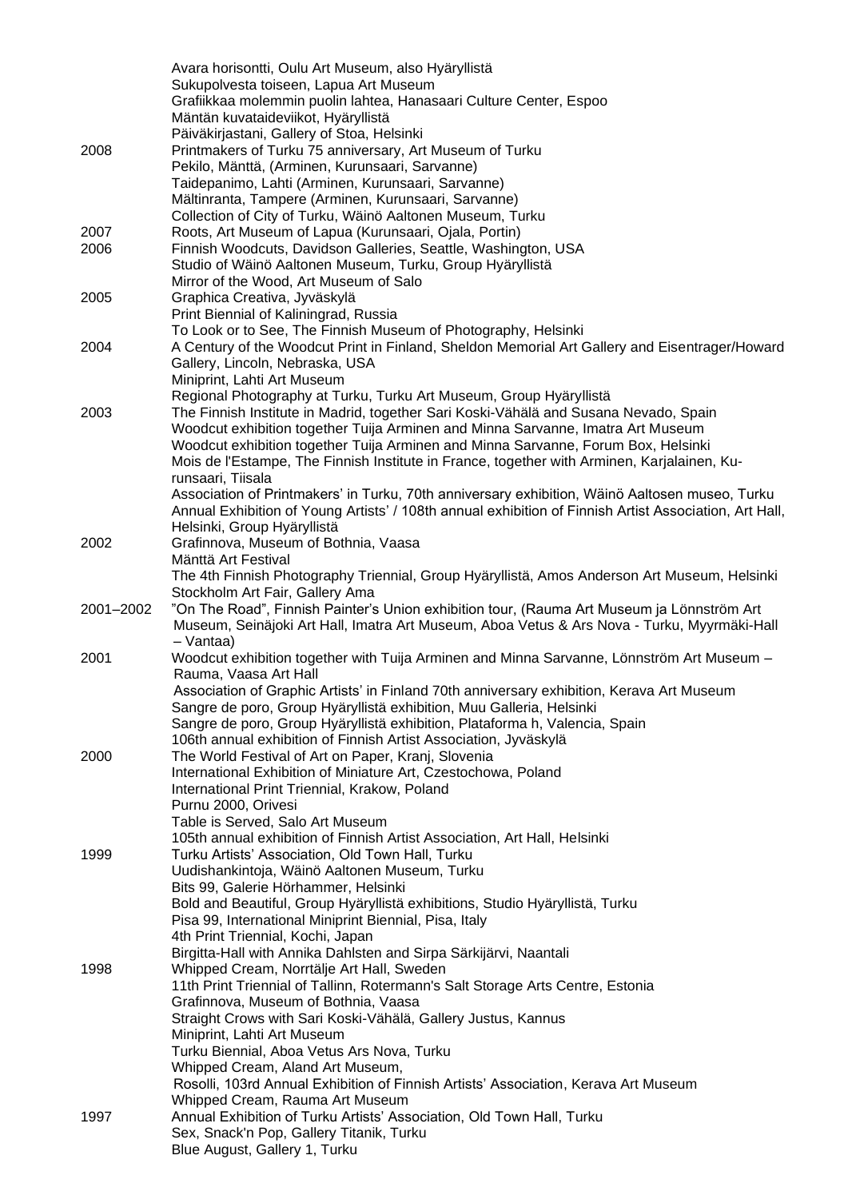| | |
|---|---|
| | Avara horisontti, Oulu Art Museum, also Hyäryllistä |
| | Sukupolvesta toiseen, Lapua Art Museum |
| | Grafiikkaa molemmin puolin lahtea, Hanasaari Culture Center, Espoo |
| | Mäntän kuvataideviikot, Hyäryllistä |
| | Päiväkirjastani, Gallery of Stoa, Helsinki |
| 2008 | Printmakers of Turku 75 anniversary, Art Museum of Turku |
| | Pekilo, Mänttä, (Arminen, Kurunsaari, Sarvanne) |
| | Taidepanimo, Lahti (Arminen, Kurunsaari, Sarvanne) |
| | Mältinranta, Tampere (Arminen, Kurunsaari, Sarvanne) |
| | Collection of City of Turku, Wäinö Aaltonen Museum, Turku |
| 2007 | Roots, Art Museum of Lapua (Kurunsaari, Ojala, Portin) |
| 2006 | Finnish Woodcuts, Davidson Galleries, Seattle, Washington, USA |
| | Studio of Wäinö Aaltonen Museum, Turku, Group Hyäryllistä |
| | Mirror of the Wood, Art Museum of Salo |
| 2005 | Graphica Creativa, Jyväskylä |
| | Print Biennial of Kaliningrad, Russia |
| | To Look or to See, The Finnish Museum of Photography, Helsinki |
| 2004 | A Century of the Woodcut Print in Finland, Sheldon Memorial Art Gallery and Eisentrager/Howard Gallery, Lincoln, Nebraska, USA |
| | Miniprint, Lahti Art Museum |
| | Regional Photography at Turku, Turku Art Museum, Group Hyäryllistä |
| 2003 | The Finnish Institute in Madrid, together Sari Koski-Vähälä and Susana Nevado, Spain |
| | Woodcut exhibition together Tuija Arminen and Minna Sarvanne, Imatra Art Museum |
| | Woodcut exhibition together Tuija Arminen and Minna Sarvanne, Forum Box, Helsinki |
| | Mois de l'Estampe, The Finnish Institute in France, together with Arminen, Karjalainen, Kurunsaari, Tiisala |
| | Association of Printmakers' in Turku, 70th anniversary exhibition, Wäinö Aaltosen museo, Turku |
| | Annual Exhibition of Young Artists' / 108th annual exhibition of Finnish Artist Association, Art Hall, Helsinki, Group Hyäryllistä |
| 2002 | Grafinnova, Museum of Bothnia, Vaasa |
| | Mänttä Art Festival |
| | The 4th Finnish Photography Triennial, Group Hyäryllistä, Amos Anderson Art Museum, Helsinki |
| | Stockholm Art Fair, Gallery Ama |
| 2001–2002 | "On The Road", Finnish Painter's Union exhibition tour, (Rauma Art Museum ja Lönnström Art Museum, Seinäjoki Art Hall, Imatra Art Museum, Aboa Vetus & Ars Nova - Turku, Myyrmäki-Hall – Vantaa) |
| 2001 | Woodcut exhibition together with Tuija Arminen and Minna Sarvanne, Lönnström Art Museum – Rauma, Vaasa Art Hall |
| | Association of Graphic Artists' in Finland 70th anniversary exhibition, Kerava Art Museum |
| | Sangre de poro, Group Hyäryllistä exhibition, Muu Galleria, Helsinki |
| | Sangre de poro, Group Hyäryllistä exhibition, Plataforma h, Valencia, Spain |
| | 106th annual exhibition of Finnish Artist Association, Jyväskylä |
| 2000 | The World Festival of Art on Paper, Kranj, Slovenia |
| | International Exhibition of Miniature Art, Czestochowa, Poland |
| | International Print Triennial, Krakow, Poland |
| | Purnu 2000, Orivesi |
| | Table is Served, Salo Art Museum |
| | 105th annual exhibition of Finnish Artist Association, Art Hall, Helsinki |
| 1999 | Turku Artists' Association, Old Town Hall, Turku |
| | Uudishankintoja, Wäinö Aaltonen Museum, Turku |
| | Bits 99, Galerie Hörhammer, Helsinki |
| | Bold and Beautiful, Group Hyäryllistä exhibitions, Studio Hyäryllistä, Turku |
| | Pisa 99, International Miniprint Biennial, Pisa, Italy |
| | 4th Print Triennial, Kochi, Japan |
| | Birgitta-Hall with Annika Dahlsten and Sirpa Särkijärvi, Naantali |
| 1998 | Whipped Cream, Norrtälje Art Hall, Sweden |
| | 11th Print Triennial of Tallinn, Rotermann's Salt Storage Arts Centre, Estonia |
| | Grafinnova, Museum of Bothnia, Vaasa |
| | Straight Crows with Sari Koski-Vähälä, Gallery Justus, Kannus |
| | Miniprint, Lahti Art Museum |
| | Turku Biennial, Aboa Vetus Ars Nova, Turku |
| | Whipped Cream, Aland Art Museum, |
| | Rosolli, 103rd Annual Exhibition of Finnish Artists' Association, Kerava Art Museum |
| | Whipped Cream, Rauma Art Museum |
| 1997 | Annual Exhibition of Turku Artists' Association, Old Town Hall, Turku |
| | Sex, Snack'n Pop, Gallery Titanik, Turku |
| | Blue August, Gallery 1, Turku |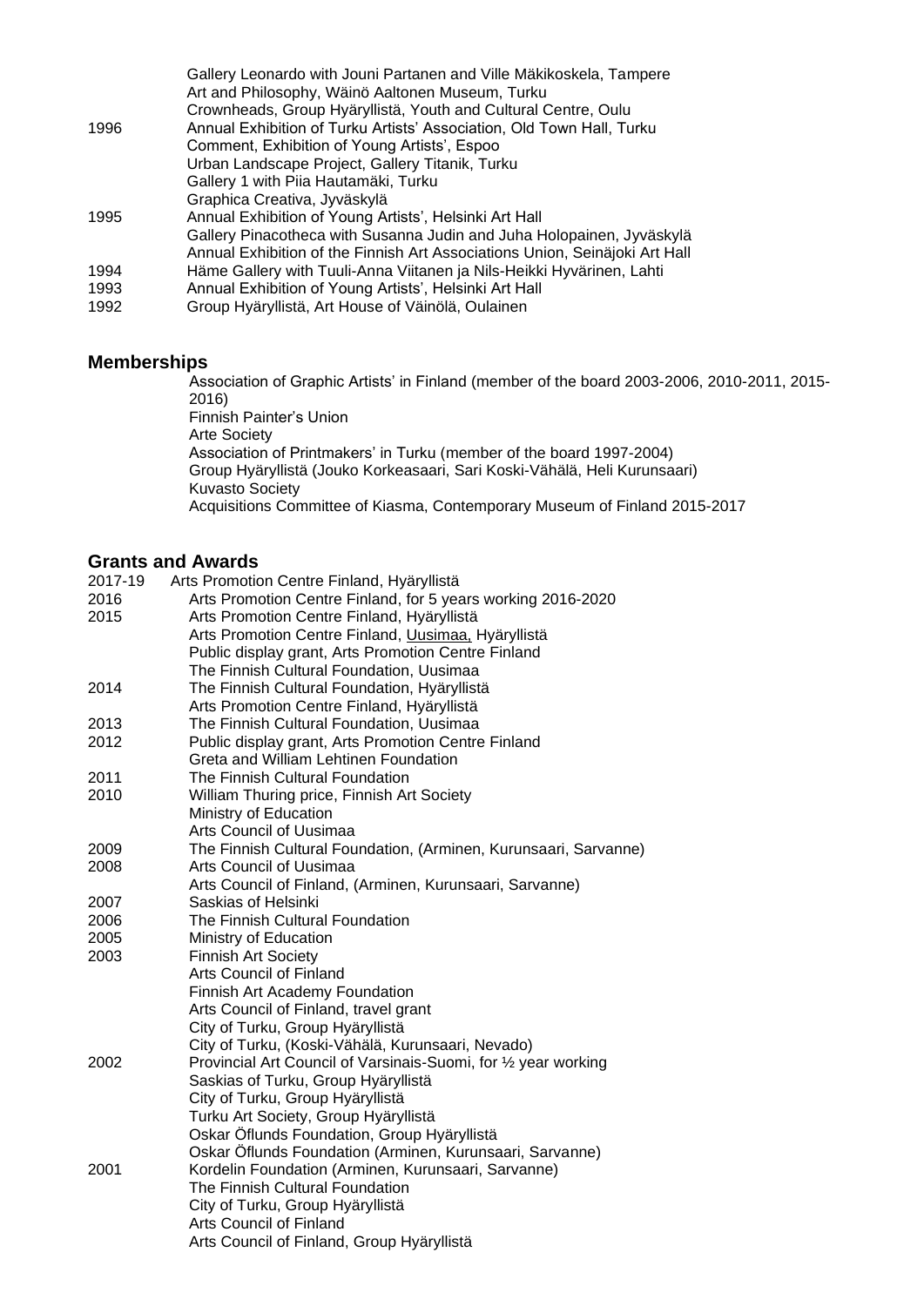| | |
|---|---|
| | Gallery Leonardo with Jouni Partanen and Ville Mäkikoskela, Tampere |
| | Art and Philosophy, Wäinö Aaltonen Museum, Turku |
| | Crownheads, Group Hyäryllistä, Youth and Cultural Centre, Oulu |
| 1996 | Annual Exhibition of Turku Artists' Association, Old Town Hall, Turku |
| | Comment, Exhibition of Young Artists', Espoo |
| | Urban Landscape Project, Gallery Titanik, Turku |
| | Gallery 1 with Piia Hautamäki, Turku |
| | Graphica Creativa, Jyväskylä |
| 1995 | Annual Exhibition of Young Artists', Helsinki Art Hall |
| | Gallery Pinacotheca with Susanna Judin and Juha Holopainen, Jyväskylä |
| | Annual Exhibition of the Finnish Art Associations Union, Seinäjoki Art Hall |
| 1994 | Häme Gallery with Tuuli-Anna Viitanen ja Nils-Heikki Hyvärinen, Lahti |
| 1993 | Annual Exhibition of Young Artists', Helsinki Art Hall |
| 1992 | Group Hyäryllistä, Art House of Väinölä, Oulainen |

## Memberships

Association of Graphic Artists' in Finland (member of the board 2003-2006, 2010-2011, 2015-2016)
Finnish Painter's Union
Arte Society
Association of Printmakers' in Turku (member of the board 1997-2004)
Group Hyäryllistä (Jouko Korkeasaari, Sari Koski-Vähälä, Heli Kurunsaari)
Kuvasto Society
Acquisitions Committee of Kiasma, Contemporary Museum of Finland 2015-2017

## Grants and Awards

| | |
|---|---|
| 2017-19 | Arts Promotion Centre Finland, Hyäryllistä |
| 2016 | Arts Promotion Centre Finland, for 5 years working 2016-2020 |
| 2015 | Arts Promotion Centre Finland, Hyäryllistä |
| | Arts Promotion Centre Finland, Uusimaa, Hyäryllistä |
| | Public display grant, Arts Promotion Centre Finland |
| | The Finnish Cultural Foundation, Uusimaa |
| 2014 | The Finnish Cultural Foundation, Hyäryllistä |
| | Arts Promotion Centre Finland, Hyäryllistä |
| 2013 | The Finnish Cultural Foundation, Uusimaa |
| 2012 | Public display grant, Arts Promotion Centre Finland |
| | Greta and William Lehtinen Foundation |
| 2011 | The Finnish Cultural Foundation |
| 2010 | William Thuring price, Finnish Art Society |
| | Ministry of Education |
| | Arts Council of Uusimaa |
| 2009 | The Finnish Cultural Foundation, (Arminen, Kurunsaari, Sarvanne) |
| 2008 | Arts Council of Uusimaa |
| | Arts Council of Finland, (Arminen, Kurunsaari, Sarvanne) |
| 2007 | Saskias of Helsinki |
| 2006 | The Finnish Cultural Foundation |
| 2005 | Ministry of Education |
| 2003 | Finnish Art Society |
| | Arts Council of Finland |
| | Finnish Art Academy Foundation |
| | Arts Council of Finland, travel grant |
| | City of Turku, Group Hyäryllistä |
| | City of Turku, (Koski-Vähälä, Kurunsaari, Nevado) |
| 2002 | Provincial Art Council of Varsinais-Suomi, for ½ year working |
| | Saskias of Turku, Group Hyäryllistä |
| | City of Turku, Group Hyäryllistä |
| | Turku Art Society, Group Hyäryllistä |
| | Oskar Öflunds Foundation, Group Hyäryllistä |
| | Oskar Öflunds Foundation (Arminen, Kurunsaari, Sarvanne) |
| 2001 | Kordelin Foundation (Arminen, Kurunsaari, Sarvanne) |
| | The Finnish Cultural Foundation |
| | City of Turku, Group Hyäryllistä |
| | Arts Council of Finland |
| | Arts Council of Finland, Group Hyäryllistä |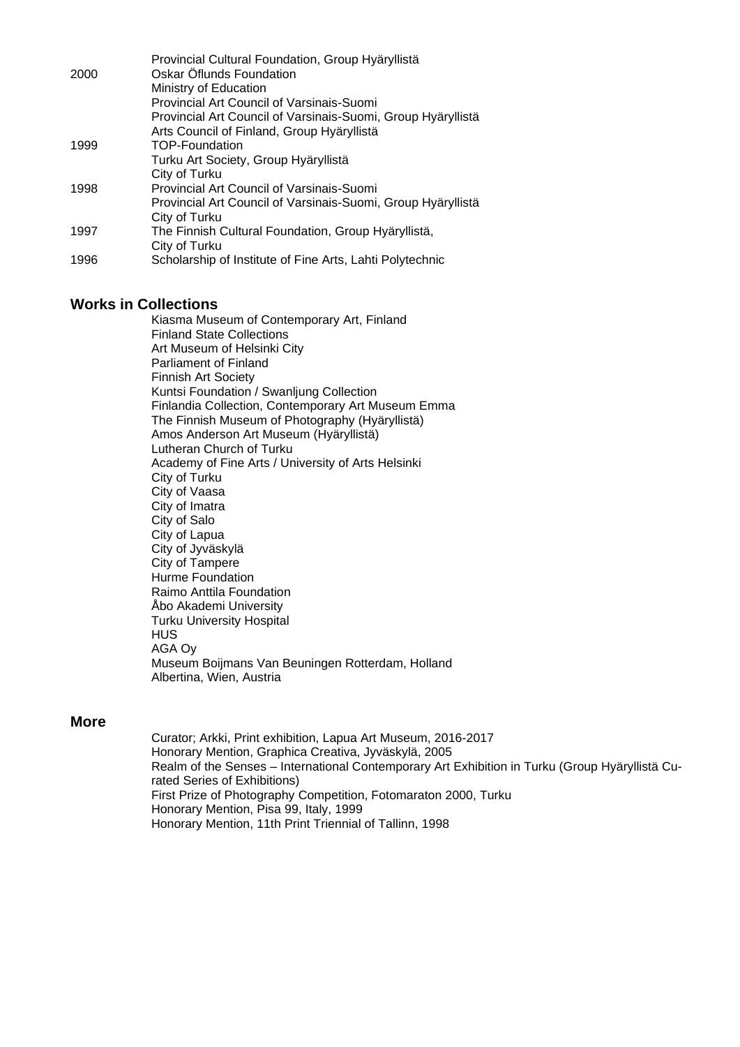| | |
|---|---|
| | Provincial Cultural Foundation, Group Hyäryllistä |
| 2000 | Oskar Öflunds Foundation |
| | Ministry of Education |
| | Provincial Art Council of Varsinais-Suomi |
| | Provincial Art Council of Varsinais-Suomi, Group Hyäryllistä |
| | Arts Council of Finland, Group Hyäryllistä |
| 1999 | TOP-Foundation |
| | Turku Art Society, Group Hyäryllistä |
| | City of Turku |
| 1998 | Provincial Art Council of Varsinais-Suomi |
| | Provincial Art Council of Varsinais-Suomi, Group Hyäryllistä |
| | City of Turku |
| 1997 | The Finnish Cultural Foundation, Group Hyäryllistä, City of Turku |
| 1996 | Scholarship of Institute of Fine Arts, Lahti Polytechnic |

## Works in Collections

Kiasma Museum of Contemporary Art, Finland
Finland State Collections
Art Museum of Helsinki City
Parliament of Finland
Finnish Art Society
Kuntsi Foundation / Swanljung Collection
Finlandia Collection, Contemporary Art Museum Emma
The Finnish Museum of Photography (Hyäryllistä)
Amos Anderson Art Museum (Hyäryllistä)
Lutheran Church of Turku
Academy of Fine Arts / University of Arts Helsinki
City of Turku
City of Vaasa
City of Imatra
City of Salo
City of Lapua
City of Jyväskylä
City of Tampere
Hurme Foundation
Raimo Anttila Foundation
Åbo Akademi University
Turku University Hospital
HUS
AGA Oy
Museum Boijmans Van Beuningen Rotterdam, Holland
Albertina, Wien, Austria

## More

Curator; Arkki, Print exhibition, Lapua Art Museum, 2016-2017
Honorary Mention, Graphica Creativa, Jyväskylä, 2005
Realm of the Senses – International Contemporary Art Exhibition in Turku (Group Hyäryllistä Curated Series of Exhibitions)
First Prize of Photography Competition, Fotomaraton 2000, Turku
Honorary Mention, Pisa 99, Italy, 1999
Honorary Mention, 11th Print Triennial of Tallinn, 1998